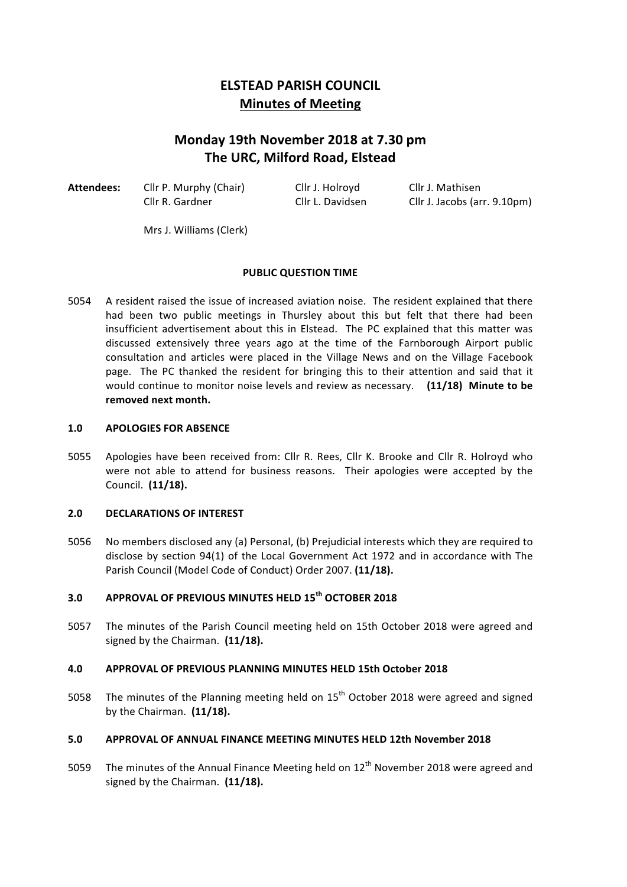# ELSTEAD PARISH COUNCIL

## Minutes of Meeting

## Monday 19th November 2018 at 7.30 pm
## The URC, Milford Road, Elstead

**Attendees:** Cllr P. Murphy (Chair), Cllr J. Holroyd, Cllr J. Mathisen, Cllr R. Gardner, Cllr L. Davidsen, Cllr J. Jacobs (arr. 9.10pm)

Mrs J. Williams (Clerk)

**PUBLIC QUESTION TIME**

5054 A resident raised the issue of increased aviation noise. The resident explained that there had been two public meetings in Thursley about this but felt that there had been insufficient advertisement about this in Elstead. The PC explained that this matter was discussed extensively three years ago at the time of the Farnborough Airport public consultation and articles were placed in the Village News and on the Village Facebook page. The PC thanked the resident for bringing this to their attention and said that it would continue to monitor noise levels and review as necessary. **(11/18) Minute to be removed next month.**

### 1.0 APOLOGIES FOR ABSENCE

5055 Apologies have been received from: Cllr R. Rees, Cllr K. Brooke and Cllr R. Holroyd who were not able to attend for business reasons. Their apologies were accepted by the Council. **(11/18).**

### 2.0 DECLARATIONS OF INTEREST

5056 No members disclosed any (a) Personal, (b) Prejudicial interests which they are required to disclose by section 94(1) of the Local Government Act 1972 and in accordance with The Parish Council (Model Code of Conduct) Order 2007. **(11/18).**

### 3.0 APPROVAL OF PREVIOUS MINUTES HELD 15th OCTOBER 2018

5057 The minutes of the Parish Council meeting held on 15th October 2018 were agreed and signed by the Chairman. **(11/18).**

### 4.0 APPROVAL OF PREVIOUS PLANNING MINUTES HELD 15th October 2018

5058 The minutes of the Planning meeting held on 15th October 2018 were agreed and signed by the Chairman. **(11/18).**

### 5.0 APPROVAL OF ANNUAL FINANCE MEETING MINUTES HELD 12th November 2018

5059 The minutes of the Annual Finance Meeting held on 12th November 2018 were agreed and signed by the Chairman. **(11/18).**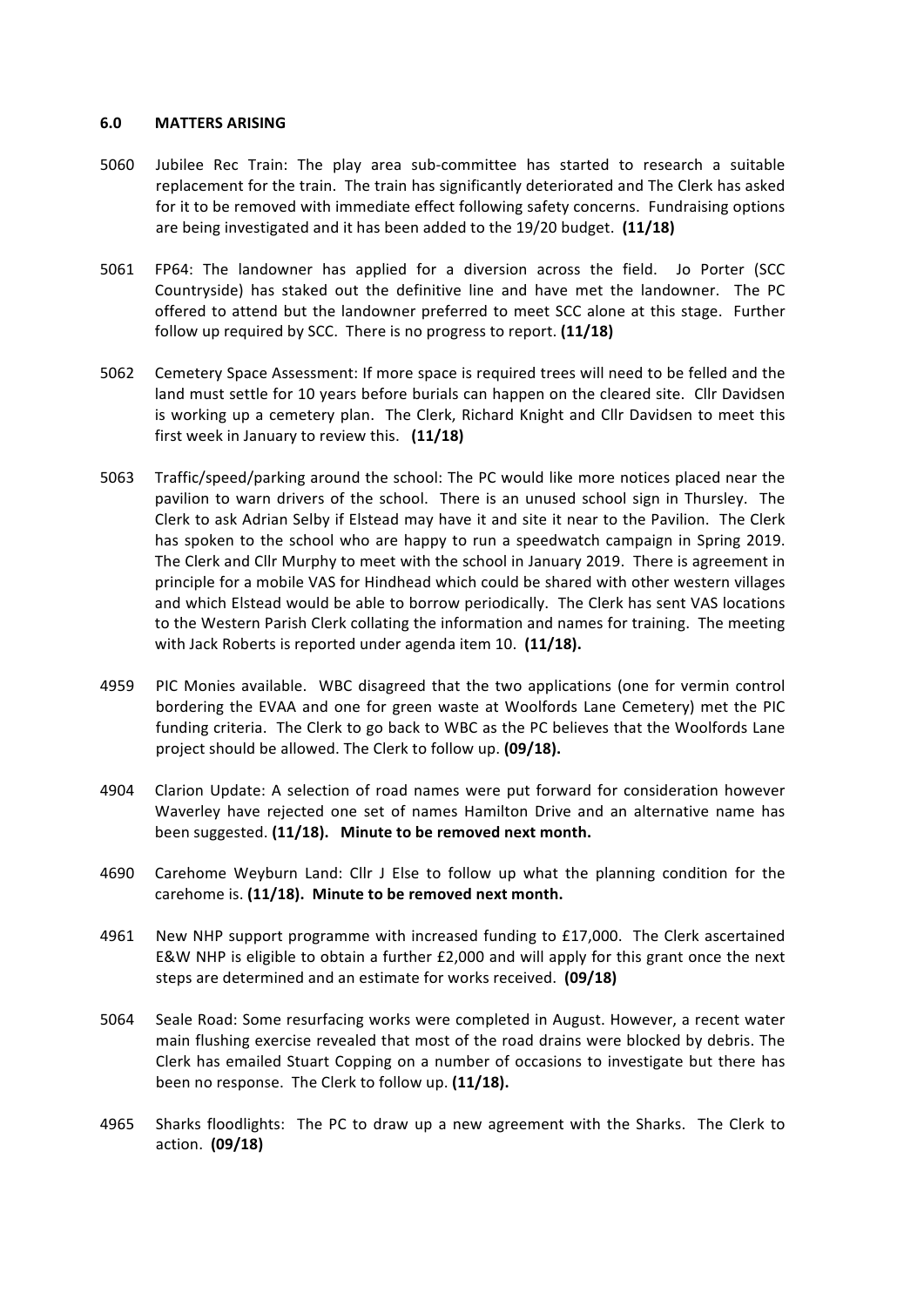## 6.0 MATTERS ARISING

5060 Jubilee Rec Train: The play area sub-committee has started to research a suitable replacement for the train. The train has significantly deteriorated and The Clerk has asked for it to be removed with immediate effect following safety concerns. Fundraising options are being investigated and it has been added to the 19/20 budget. **(11/18)**

5061 FP64: The landowner has applied for a diversion across the field. Jo Porter (SCC Countryside) has staked out the definitive line and have met the landowner. The PC offered to attend but the landowner preferred to meet SCC alone at this stage. Further follow up required by SCC. There is no progress to report. **(11/18)**

5062 Cemetery Space Assessment: If more space is required trees will need to be felled and the land must settle for 10 years before burials can happen on the cleared site. Cllr Davidsen is working up a cemetery plan. The Clerk, Richard Knight and Cllr Davidsen to meet this first week in January to review this. **(11/18)**

5063 Traffic/speed/parking around the school: The PC would like more notices placed near the pavilion to warn drivers of the school. There is an unused school sign in Thursley. The Clerk to ask Adrian Selby if Elstead may have it and site it near to the Pavilion. The Clerk has spoken to the school who are happy to run a speedwatch campaign in Spring 2019. The Clerk and Cllr Murphy to meet with the school in January 2019. There is agreement in principle for a mobile VAS for Hindhead which could be shared with other western villages and which Elstead would be able to borrow periodically. The Clerk has sent VAS locations to the Western Parish Clerk collating the information and names for training. The meeting with Jack Roberts is reported under agenda item 10. **(11/18).**

4959 PIC Monies available. WBC disagreed that the two applications (one for vermin control bordering the EVAA and one for green waste at Woolfords Lane Cemetery) met the PIC funding criteria. The Clerk to go back to WBC as the PC believes that the Woolfords Lane project should be allowed. The Clerk to follow up. **(09/18).**

4904 Clarion Update: A selection of road names were put forward for consideration however Waverley have rejected one set of names Hamilton Drive and an alternative name has been suggested. **(11/18). Minute to be removed next month.**

4690 Carehome Weyburn Land: Cllr J Else to follow up what the planning condition for the carehome is. **(11/18). Minute to be removed next month.**

4961 New NHP support programme with increased funding to £17,000. The Clerk ascertained E&W NHP is eligible to obtain a further £2,000 and will apply for this grant once the next steps are determined and an estimate for works received. **(09/18)**

5064 Seale Road: Some resurfacing works were completed in August. However, a recent water main flushing exercise revealed that most of the road drains were blocked by debris. The Clerk has emailed Stuart Copping on a number of occasions to investigate but there has been no response. The Clerk to follow up. **(11/18).**

4965 Sharks floodlights: The PC to draw up a new agreement with the Sharks. The Clerk to action. **(09/18)**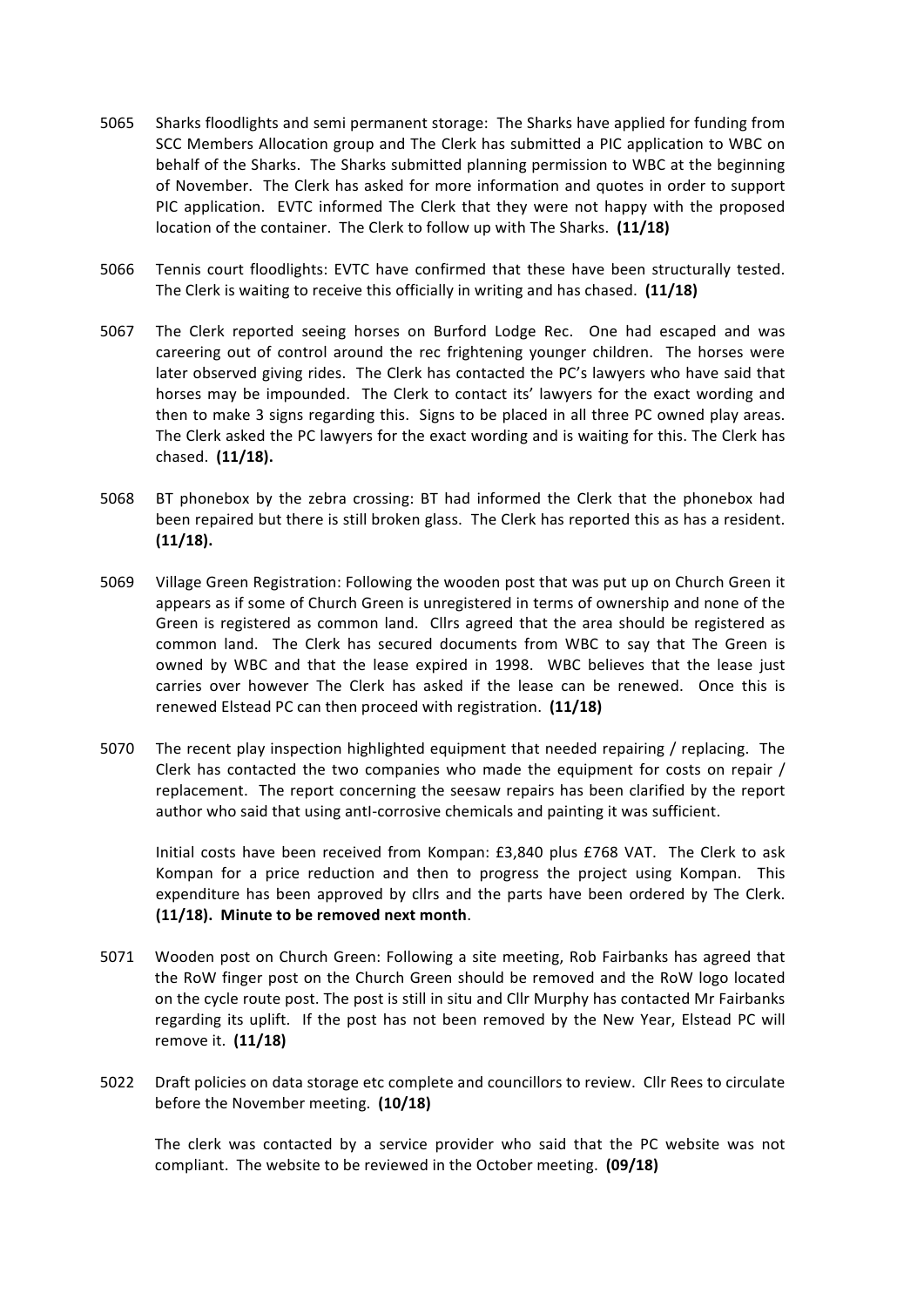5065 Sharks floodlights and semi permanent storage: The Sharks have applied for funding from SCC Members Allocation group and The Clerk has submitted a PIC application to WBC on behalf of the Sharks. The Sharks submitted planning permission to WBC at the beginning of November. The Clerk has asked for more information and quotes in order to support PIC application. EVTC informed The Clerk that they were not happy with the proposed location of the container. The Clerk to follow up with The Sharks. **(11/18)**

5066 Tennis court floodlights: EVTC have confirmed that these have been structurally tested. The Clerk is waiting to receive this officially in writing and has chased. **(11/18)**

5067 The Clerk reported seeing horses on Burford Lodge Rec. One had escaped and was careering out of control around the rec frightening younger children. The horses were later observed giving rides. The Clerk has contacted the PC's lawyers who have said that horses may be impounded. The Clerk to contact its' lawyers for the exact wording and then to make 3 signs regarding this. Signs to be placed in all three PC owned play areas. The Clerk asked the PC lawyers for the exact wording and is waiting for this. The Clerk has chased. **(11/18).**

5068 BT phonebox by the zebra crossing: BT had informed the Clerk that the phonebox had been repaired but there is still broken glass. The Clerk has reported this as has a resident. **(11/18).**

5069 Village Green Registration: Following the wooden post that was put up on Church Green it appears as if some of Church Green is unregistered in terms of ownership and none of the Green is registered as common land. Cllrs agreed that the area should be registered as common land. The Clerk has secured documents from WBC to say that The Green is owned by WBC and that the lease expired in 1998. WBC believes that the lease just carries over however The Clerk has asked if the lease can be renewed. Once this is renewed Elstead PC can then proceed with registration. **(11/18)**

5070 The recent play inspection highlighted equipment that needed repairing / replacing. The Clerk has contacted the two companies who made the equipment for costs on repair / replacement. The report concerning the seesaw repairs has been clarified by the report author who said that using antI-corrosive chemicals and painting it was sufficient.

Initial costs have been received from Kompan: £3,840 plus £768 VAT. The Clerk to ask Kompan for a price reduction and then to progress the project using Kompan. This expenditure has been approved by cllrs and the parts have been ordered by The Clerk. **(11/18). Minute to be removed next month**.

5071 Wooden post on Church Green: Following a site meeting, Rob Fairbanks has agreed that the RoW finger post on the Church Green should be removed and the RoW logo located on the cycle route post. The post is still in situ and Cllr Murphy has contacted Mr Fairbanks regarding its uplift. If the post has not been removed by the New Year, Elstead PC will remove it. **(11/18)**

5022 Draft policies on data storage etc complete and councillors to review. Cllr Rees to circulate before the November meeting. **(10/18)**

The clerk was contacted by a service provider who said that the PC website was not compliant. The website to be reviewed in the October meeting. **(09/18)**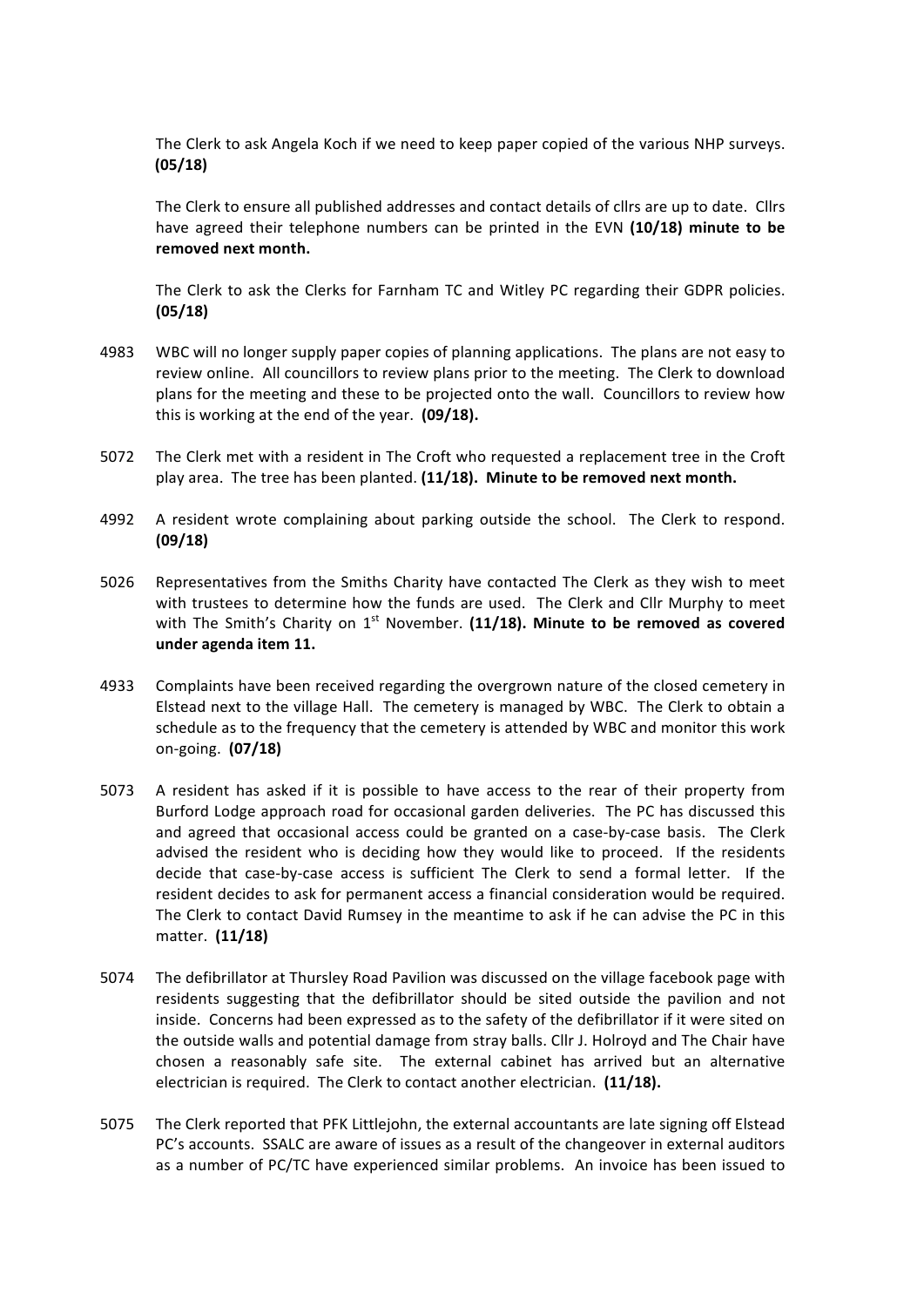The Clerk to ask Angela Koch if we need to keep paper copied of the various NHP surveys. **(05/18)**

The Clerk to ensure all published addresses and contact details of cllrs are up to date. Cllrs have agreed their telephone numbers can be printed in the EVN **(10/18) minute to be removed next month.**

The Clerk to ask the Clerks for Farnham TC and Witley PC regarding their GDPR policies. **(05/18)**

4983 WBC will no longer supply paper copies of planning applications. The plans are not easy to review online. All councillors to review plans prior to the meeting. The Clerk to download plans for the meeting and these to be projected onto the wall. Councillors to review how this is working at the end of the year. **(09/18).**

5072 The Clerk met with a resident in The Croft who requested a replacement tree in the Croft play area. The tree has been planted. **(11/18). Minute to be removed next month.**

4992 A resident wrote complaining about parking outside the school. The Clerk to respond. **(09/18)**

5026 Representatives from the Smiths Charity have contacted The Clerk as they wish to meet with trustees to determine how the funds are used. The Clerk and Cllr Murphy to meet with The Smith's Charity on 1st November. **(11/18). Minute to be removed as covered under agenda item 11.**

4933 Complaints have been received regarding the overgrown nature of the closed cemetery in Elstead next to the village Hall. The cemetery is managed by WBC. The Clerk to obtain a schedule as to the frequency that the cemetery is attended by WBC and monitor this work on-going. **(07/18)**

5073 A resident has asked if it is possible to have access to the rear of their property from Burford Lodge approach road for occasional garden deliveries. The PC has discussed this and agreed that occasional access could be granted on a case-by-case basis. The Clerk advised the resident who is deciding how they would like to proceed. If the residents decide that case-by-case access is sufficient The Clerk to send a formal letter. If the resident decides to ask for permanent access a financial consideration would be required. The Clerk to contact David Rumsey in the meantime to ask if he can advise the PC in this matter. **(11/18)**

5074 The defibrillator at Thursley Road Pavilion was discussed on the village facebook page with residents suggesting that the defibrillator should be sited outside the pavilion and not inside. Concerns had been expressed as to the safety of the defibrillator if it were sited on the outside walls and potential damage from stray balls. Cllr J. Holroyd and The Chair have chosen a reasonably safe site. The external cabinet has arrived but an alternative electrician is required. The Clerk to contact another electrician. **(11/18).**

5075 The Clerk reported that PFK Littlejohn, the external accountants are late signing off Elstead PC's accounts. SSALC are aware of issues as a result of the changeover in external auditors as a number of PC/TC have experienced similar problems. An invoice has been issued to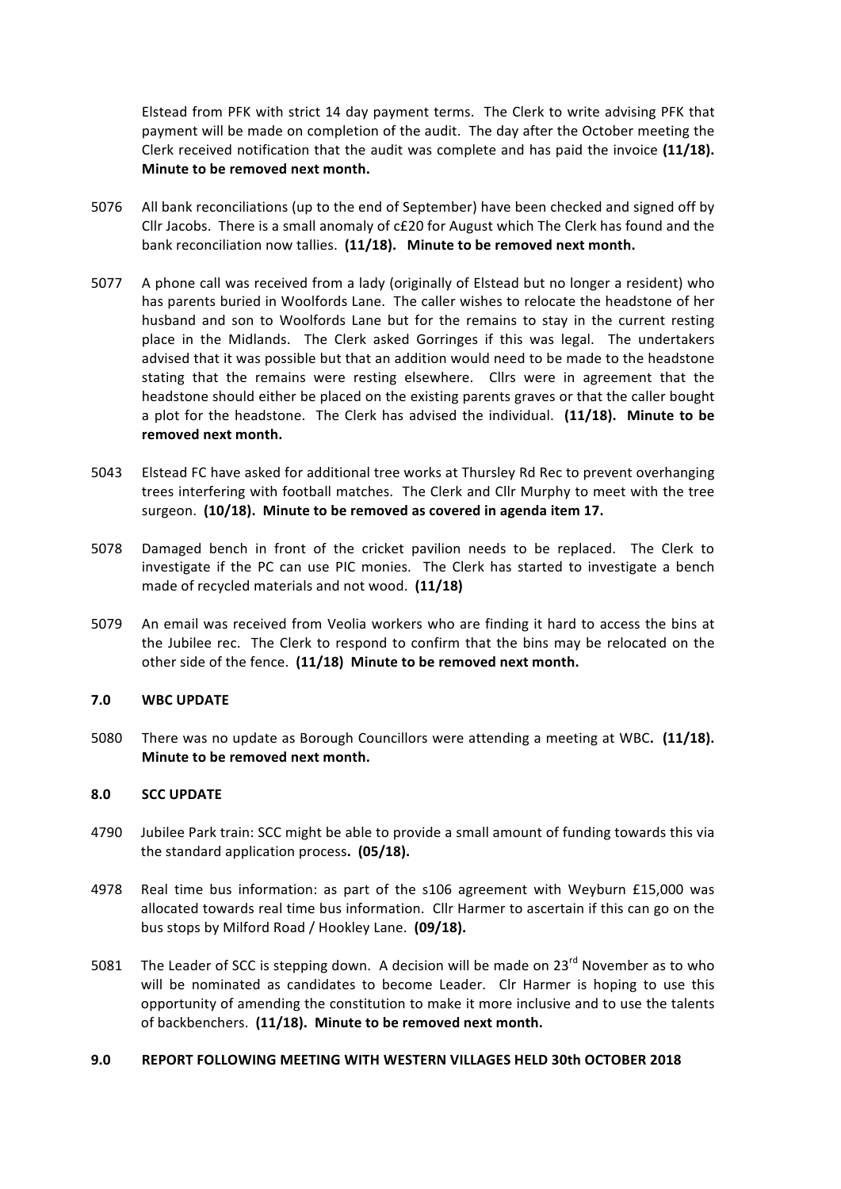Elstead from PFK with strict 14 day payment terms. The Clerk to write advising PFK that payment will be made on completion of the audit. The day after the October meeting the Clerk received notification that the audit was complete and has paid the invoice **(11/18). Minute to be removed next month.**

5076 All bank reconciliations (up to the end of September) have been checked and signed off by Cllr Jacobs. There is a small anomaly of c£20 for August which The Clerk has found and the bank reconciliation now tallies. **(11/18). Minute to be removed next month.**

5077 A phone call was received from a lady (originally of Elstead but no longer a resident) who has parents buried in Woolfords Lane. The caller wishes to relocate the headstone of her husband and son to Woolfords Lane but for the remains to stay in the current resting place in the Midlands. The Clerk asked Gorringes if this was legal. The undertakers advised that it was possible but that an addition would need to be made to the headstone stating that the remains were resting elsewhere. Cllrs were in agreement that the headstone should either be placed on the existing parents graves or that the caller bought a plot for the headstone. The Clerk has advised the individual. **(11/18). Minute to be removed next month.**

5043 Elstead FC have asked for additional tree works at Thursley Rd Rec to prevent overhanging trees interfering with football matches. The Clerk and Cllr Murphy to meet with the tree surgeon. **(10/18). Minute to be removed as covered in agenda item 17.**

5078 Damaged bench in front of the cricket pavilion needs to be replaced. The Clerk to investigate if the PC can use PIC monies. The Clerk has started to investigate a bench made of recycled materials and not wood. **(11/18)**

5079 An email was received from Veolia workers who are finding it hard to access the bins at the Jubilee rec. The Clerk to respond to confirm that the bins may be relocated on the other side of the fence. **(11/18) Minute to be removed next month.**

## 7.0 WBC UPDATE

5080 There was no update as Borough Councillors were attending a meeting at WBC**. (11/18). Minute to be removed next month.**

## 8.0 SCC UPDATE

4790 Jubilee Park train: SCC might be able to provide a small amount of funding towards this via the standard application process**. (05/18).**

4978 Real time bus information: as part of the s106 agreement with Weyburn £15,000 was allocated towards real time bus information. Cllr Harmer to ascertain if this can go on the bus stops by Milford Road / Hookley Lane. **(09/18).**

5081 The Leader of SCC is stepping down. A decision will be made on 23rd November as to who will be nominated as candidates to become Leader. Clr Harmer is hoping to use this opportunity of amending the constitution to make it more inclusive and to use the talents of backbenchers. **(11/18). Minute to be removed next month.**

## 9.0 REPORT FOLLOWING MEETING WITH WESTERN VILLAGES HELD 30th OCTOBER 2018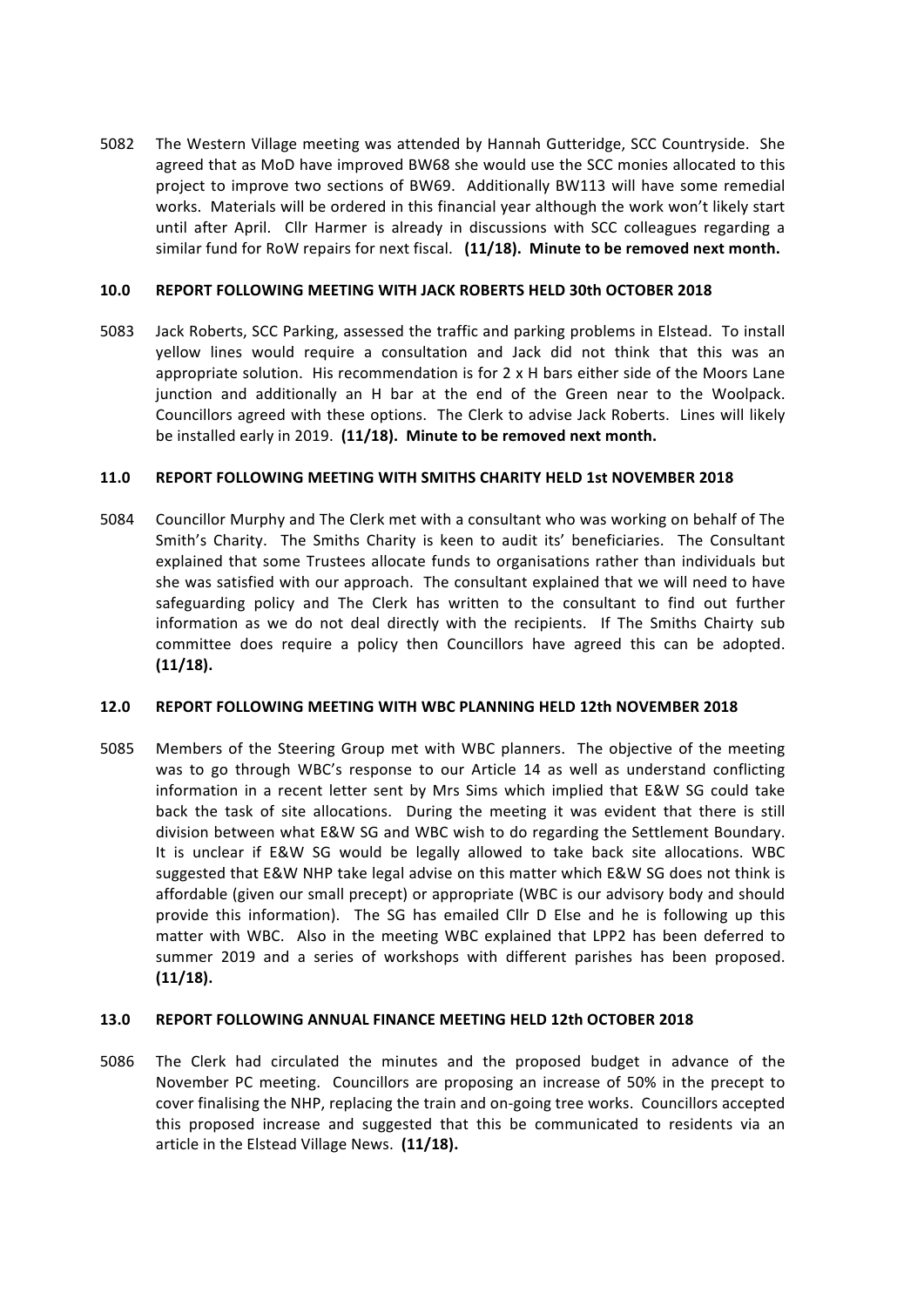5082 The Western Village meeting was attended by Hannah Gutteridge, SCC Countryside. She agreed that as MoD have improved BW68 she would use the SCC monies allocated to this project to improve two sections of BW69. Additionally BW113 will have some remedial works. Materials will be ordered in this financial year although the work won't likely start until after April. Cllr Harmer is already in discussions with SCC colleagues regarding a similar fund for RoW repairs for next fiscal. **(11/18). Minute to be removed next month.**

## 10.0 REPORT FOLLOWING MEETING WITH JACK ROBERTS HELD 30th OCTOBER 2018

5083 Jack Roberts, SCC Parking, assessed the traffic and parking problems in Elstead. To install yellow lines would require a consultation and Jack did not think that this was an appropriate solution. His recommendation is for 2 x H bars either side of the Moors Lane junction and additionally an H bar at the end of the Green near to the Woolpack. Councillors agreed with these options. The Clerk to advise Jack Roberts. Lines will likely be installed early in 2019. **(11/18). Minute to be removed next month.**

## 11.0 REPORT FOLLOWING MEETING WITH SMITHS CHARITY HELD 1st NOVEMBER 2018

5084 Councillor Murphy and The Clerk met with a consultant who was working on behalf of The Smith's Charity. The Smiths Charity is keen to audit its' beneficiaries. The Consultant explained that some Trustees allocate funds to organisations rather than individuals but she was satisfied with our approach. The consultant explained that we will need to have safeguarding policy and The Clerk has written to the consultant to find out further information as we do not deal directly with the recipients. If The Smiths Chairty sub committee does require a policy then Councillors have agreed this can be adopted. **(11/18).**

## 12.0 REPORT FOLLOWING MEETING WITH WBC PLANNING HELD 12th NOVEMBER 2018

5085 Members of the Steering Group met with WBC planners. The objective of the meeting was to go through WBC's response to our Article 14 as well as understand conflicting information in a recent letter sent by Mrs Sims which implied that E&W SG could take back the task of site allocations. During the meeting it was evident that there is still division between what E&W SG and WBC wish to do regarding the Settlement Boundary. It is unclear if E&W SG would be legally allowed to take back site allocations. WBC suggested that E&W NHP take legal advise on this matter which E&W SG does not think is affordable (given our small precept) or appropriate (WBC is our advisory body and should provide this information). The SG has emailed Cllr D Else and he is following up this matter with WBC. Also in the meeting WBC explained that LPP2 has been deferred to summer 2019 and a series of workshops with different parishes has been proposed. **(11/18).**

## 13.0 REPORT FOLLOWING ANNUAL FINANCE MEETING HELD 12th OCTOBER 2018

5086 The Clerk had circulated the minutes and the proposed budget in advance of the November PC meeting. Councillors are proposing an increase of 50% in the precept to cover finalising the NHP, replacing the train and on-going tree works. Councillors accepted this proposed increase and suggested that this be communicated to residents via an article in the Elstead Village News. **(11/18).**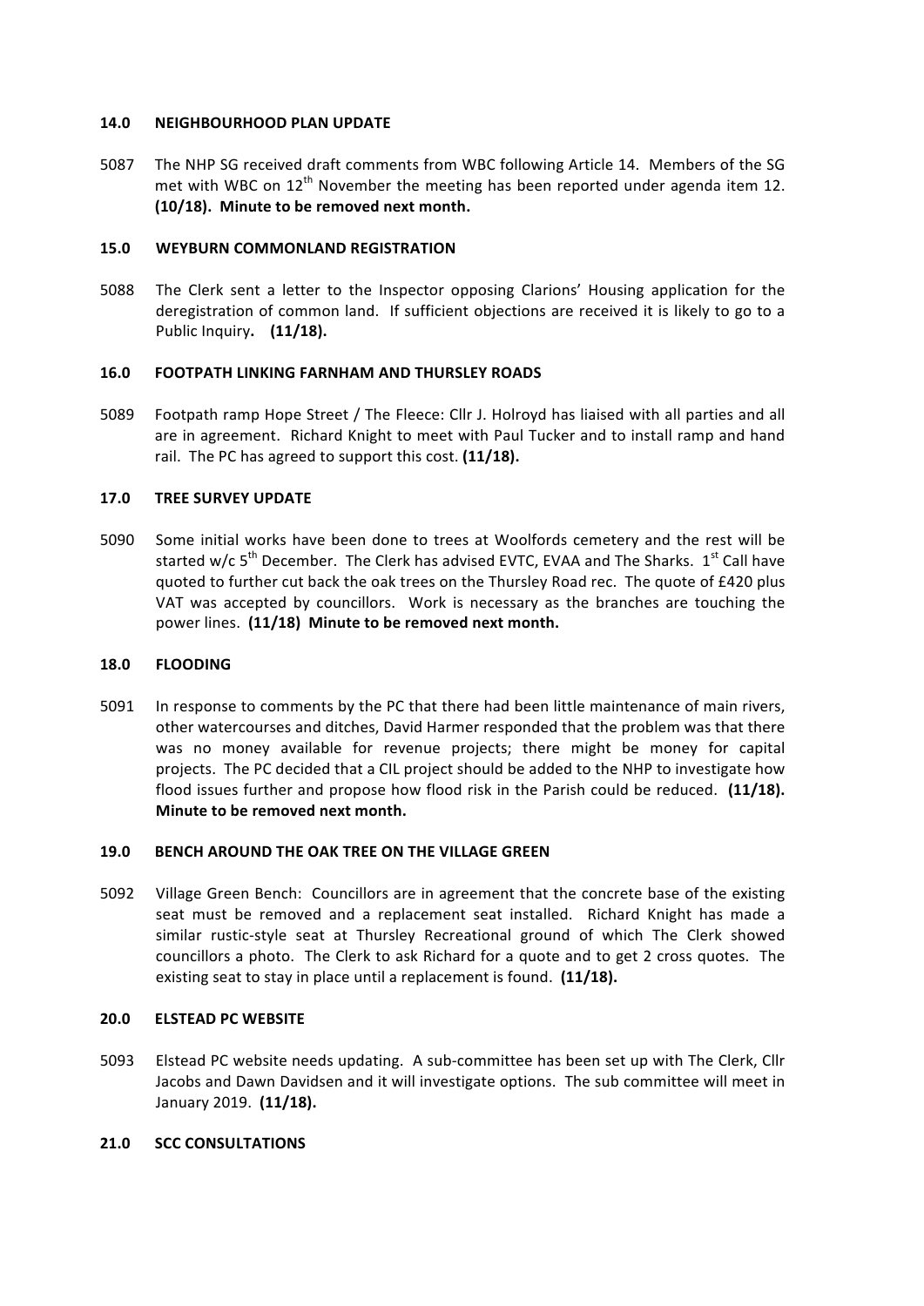## 14.0 NEIGHBOURHOOD PLAN UPDATE

5087 The NHP SG received draft comments from WBC following Article 14. Members of the SG met with WBC on 12th November the meeting has been reported under agenda item 12. **(10/18). Minute to be removed next month.**

## 15.0 WEYBURN COMMONLAND REGISTRATION

5088 The Clerk sent a letter to the Inspector opposing Clarions' Housing application for the deregistration of common land. If sufficient objections are received it is likely to go to a Public Inquiry**. (11/18).**

## 16.0 FOOTPATH LINKING FARNHAM AND THURSLEY ROADS

5089 Footpath ramp Hope Street / The Fleece: Cllr J. Holroyd has liaised with all parties and all are in agreement. Richard Knight to meet with Paul Tucker and to install ramp and hand rail. The PC has agreed to support this cost. **(11/18).**

## 17.0 TREE SURVEY UPDATE

5090 Some initial works have been done to trees at Woolfords cemetery and the rest will be started w/c 5th December. The Clerk has advised EVTC, EVAA and The Sharks. 1st Call have quoted to further cut back the oak trees on the Thursley Road rec. The quote of £420 plus VAT was accepted by councillors. Work is necessary as the branches are touching the power lines. **(11/18) Minute to be removed next month.**

## 18.0 FLOODING

5091 In response to comments by the PC that there had been little maintenance of main rivers, other watercourses and ditches, David Harmer responded that the problem was that there was no money available for revenue projects; there might be money for capital projects. The PC decided that a CIL project should be added to the NHP to investigate how flood issues further and propose how flood risk in the Parish could be reduced. **(11/18). Minute to be removed next month.**

## 19.0 BENCH AROUND THE OAK TREE ON THE VILLAGE GREEN

5092 Village Green Bench: Councillors are in agreement that the concrete base of the existing seat must be removed and a replacement seat installed. Richard Knight has made a similar rustic-style seat at Thursley Recreational ground of which The Clerk showed councillors a photo. The Clerk to ask Richard for a quote and to get 2 cross quotes. The existing seat to stay in place until a replacement is found. **(11/18).**

## 20.0 ELSTEAD PC WEBSITE

5093 Elstead PC website needs updating. A sub-committee has been set up with The Clerk, Cllr Jacobs and Dawn Davidsen and it will investigate options. The sub committee will meet in January 2019. **(11/18).**

## 21.0 SCC CONSULTATIONS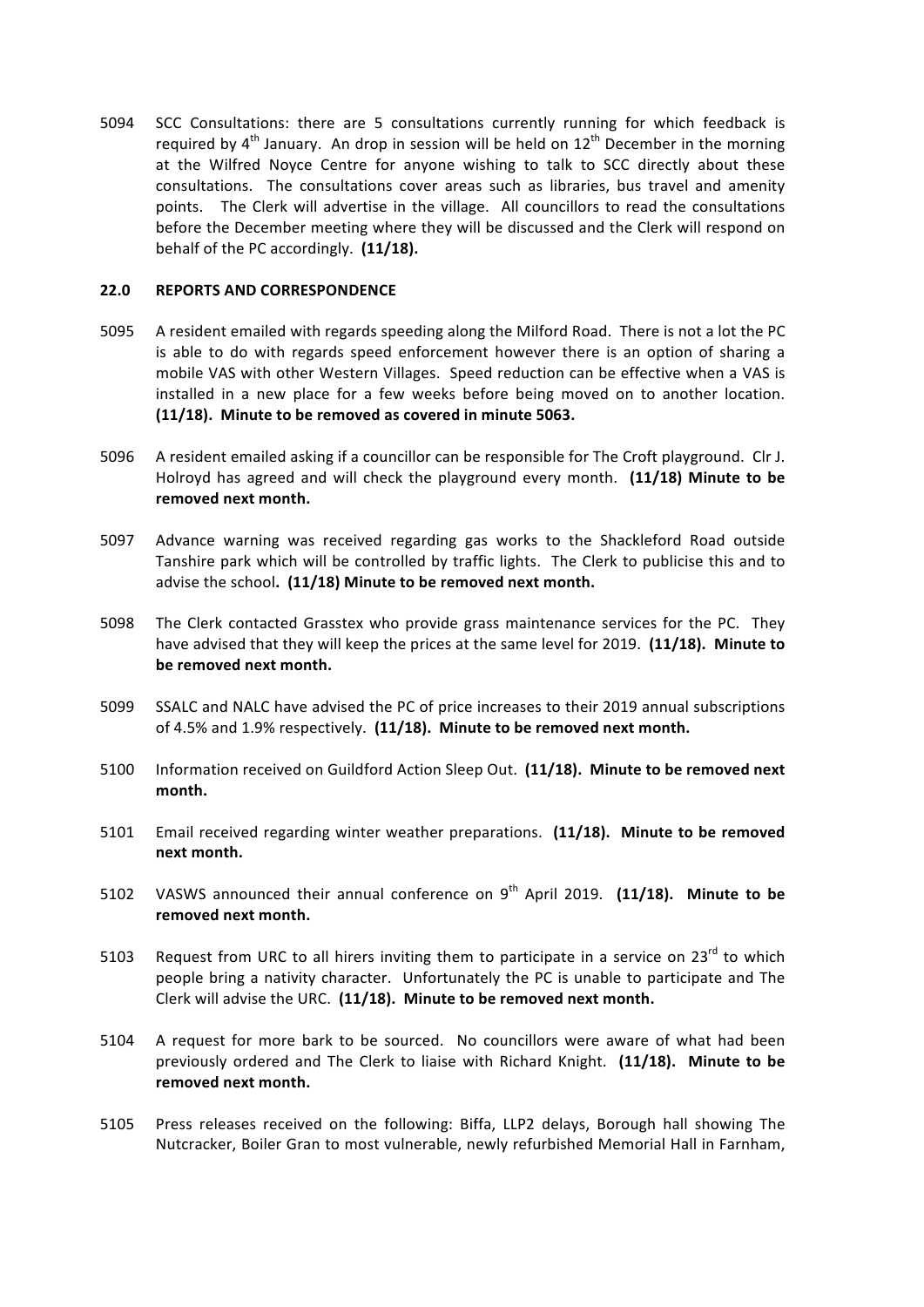5094 SCC Consultations: there are 5 consultations currently running for which feedback is required by 4th January. An drop in session will be held on 12th December in the morning at the Wilfred Noyce Centre for anyone wishing to talk to SCC directly about these consultations. The consultations cover areas such as libraries, bus travel and amenity points. The Clerk will advertise in the village. All councillors to read the consultations before the December meeting where they will be discussed and the Clerk will respond on behalf of the PC accordingly. **(11/18).**

### 22.0 REPORTS AND CORRESPONDENCE

5095 A resident emailed with regards speeding along the Milford Road. There is not a lot the PC is able to do with regards speed enforcement however there is an option of sharing a mobile VAS with other Western Villages. Speed reduction can be effective when a VAS is installed in a new place for a few weeks before being moved on to another location. **(11/18). Minute to be removed as covered in minute 5063.**

5096 A resident emailed asking if a councillor can be responsible for The Croft playground. Clr J. Holroyd has agreed and will check the playground every month. **(11/18) Minute to be removed next month.**

5097 Advance warning was received regarding gas works to the Shackleford Road outside Tanshire park which will be controlled by traffic lights. The Clerk to publicise this and to advise the school**. (11/18) Minute to be removed next month.**

5098 The Clerk contacted Grasstex who provide grass maintenance services for the PC. They have advised that they will keep the prices at the same level for 2019. **(11/18). Minute to be removed next month.**

5099 SSALC and NALC have advised the PC of price increases to their 2019 annual subscriptions of 4.5% and 1.9% respectively. **(11/18). Minute to be removed next month.**

5100 Information received on Guildford Action Sleep Out. **(11/18). Minute to be removed next month.**

5101 Email received regarding winter weather preparations. **(11/18). Minute to be removed next month.**

5102 VASWS announced their annual conference on 9th April 2019. **(11/18). Minute to be removed next month.**

5103 Request from URC to all hirers inviting them to participate in a service on 23rd to which people bring a nativity character. Unfortunately the PC is unable to participate and The Clerk will advise the URC. **(11/18). Minute to be removed next month.**

5104 A request for more bark to be sourced. No councillors were aware of what had been previously ordered and The Clerk to liaise with Richard Knight. **(11/18). Minute to be removed next month.**

5105 Press releases received on the following: Biffa, LLP2 delays, Borough hall showing The Nutcracker, Boiler Gran to most vulnerable, newly refurbished Memorial Hall in Farnham,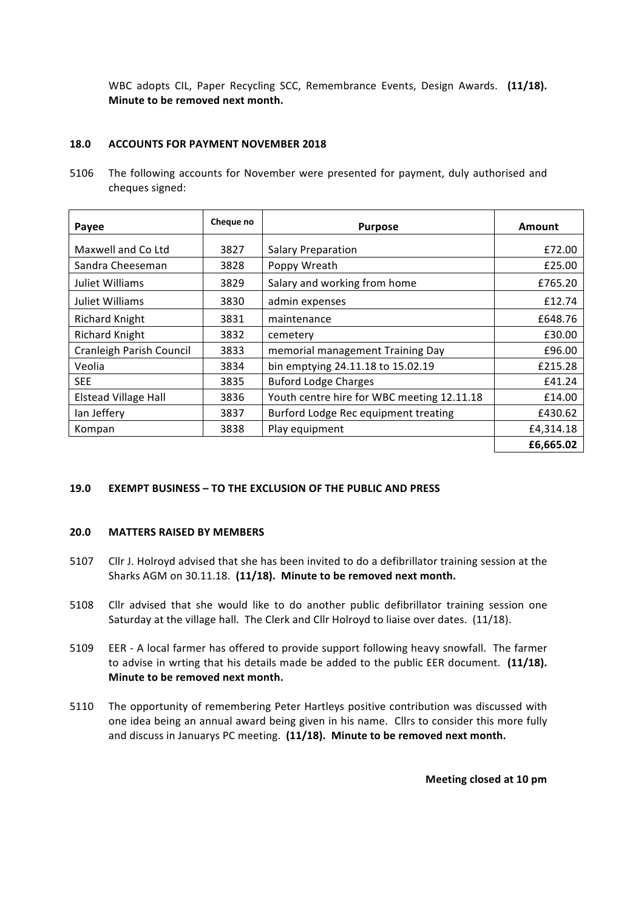WBC adopts CIL, Paper Recycling SCC, Remembrance Events, Design Awards. **(11/18). Minute to be removed next month.**

### 18.0 ACCOUNTS FOR PAYMENT NOVEMBER 2018

5106 The following accounts for November were presented for payment, duly authorised and cheques signed:

| Payee | Cheque no | Purpose | Amount |
|---|---|---|---|
| Maxwell and Co Ltd | 3827 | Salary Preparation | £72.00 |
| Sandra Cheeseman | 3828 | Poppy Wreath | £25.00 |
| Juliet Williams | 3829 | Salary and working from home | £765.20 |
| Juliet Williams | 3830 | admin expenses | £12.74 |
| Richard Knight | 3831 | maintenance | £648.76 |
| Richard Knight | 3832 | cemetery | £30.00 |
| Cranleigh Parish Council | 3833 | memorial management Training Day | £96.00 |
| Veolia | 3834 | bin emptying 24.11.18 to 15.02.19 | £215.28 |
| SEE | 3835 | Buford Lodge Charges | £41.24 |
| Elstead Village Hall | 3836 | Youth centre hire for WBC meeting 12.11.18 | £14.00 |
| Ian Jeffery | 3837 | Burford Lodge Rec equipment treating | £430.62 |
| Kompan | 3838 | Play equipment | £4,314.18 |
| | | | **£6,665.02** |

### 19.0 EXEMPT BUSINESS – TO THE EXCLUSION OF THE PUBLIC AND PRESS

### 20.0 MATTERS RAISED BY MEMBERS

5107 Cllr J. Holroyd advised that she has been invited to do a defibrillator training session at the Sharks AGM on 30.11.18. **(11/18). Minute to be removed next month.**

5108 Cllr advised that she would like to do another public defibrillator training session one Saturday at the village hall. The Clerk and Cllr Holroyd to liaise over dates. (11/18).

5109 EER - A local farmer has offered to provide support following heavy snowfall. The farmer to advise in wrting that his details made be added to the public EER document. **(11/18). Minute to be removed next month.**

5110 The opportunity of remembering Peter Hartleys positive contribution was discussed with one idea being an annual award being given in his name. Cllrs to consider this more fully and discuss in Januarys PC meeting. **(11/18). Minute to be removed next month.**

**Meeting closed at 10 pm**